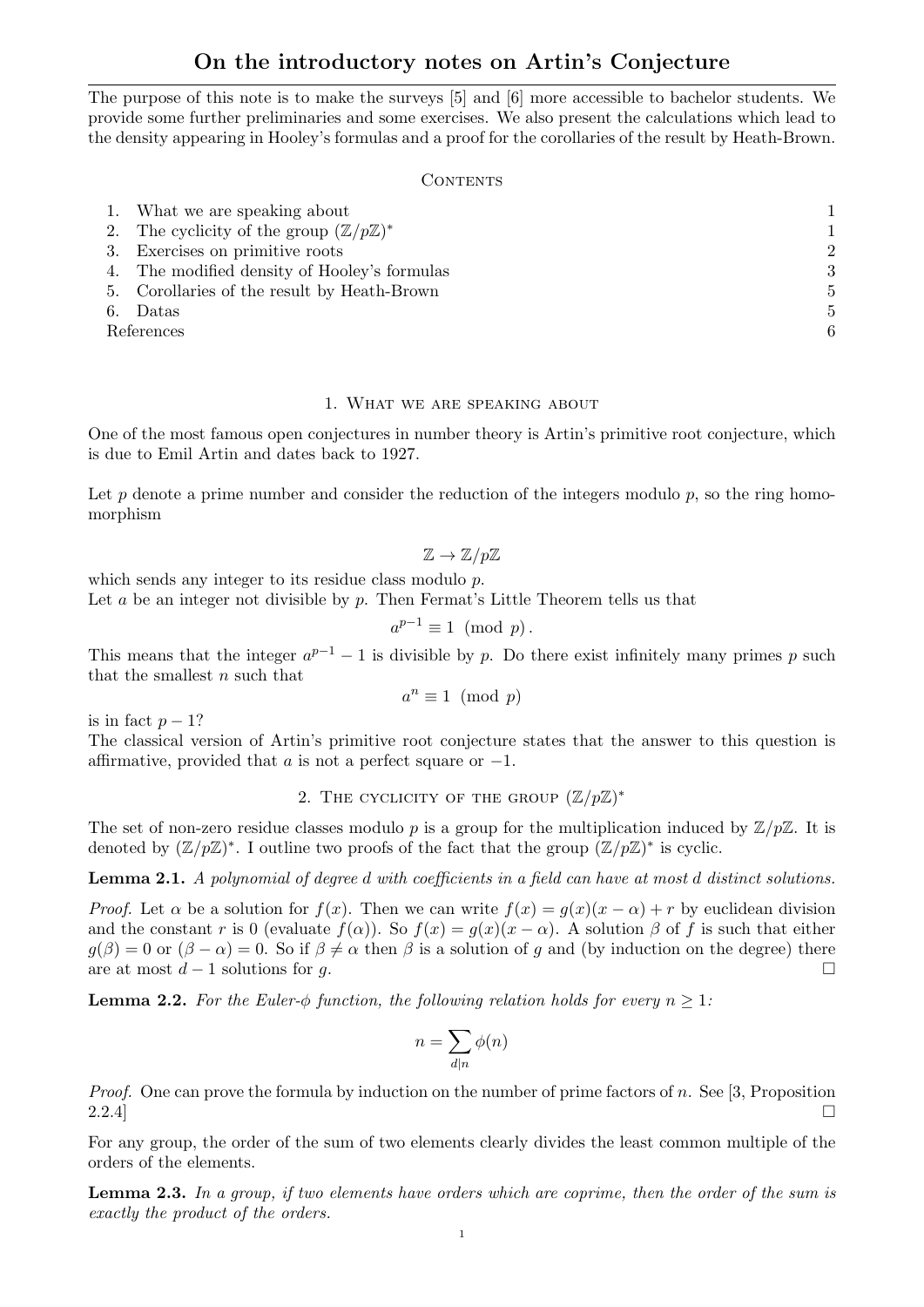# On the introductory notes on Artin's Conjecture

The purpose of this note is to make the surveys [5] and [6] more accessible to bachelor students. We provide some further preliminaries and some exercises. We also present the calculations which lead to the density appearing in Hooley's formulas and a proof for the corollaries of the result by Heath-Brown.

## Contents

| | | |
|---|---|---|
| 1. | What we are speaking about | 1 |
| 2. | The cyclicity of the group $(\mathbb{Z}/p\mathbb{Z})^*$ | 1 |
| 3. | Exercises on primitive roots | 2 |
| 4. | The modified density of Hooley's formulas | 3 |
| 5. | Corollaries of the result by Heath-Brown | 5 |
| 6. | Datas | 5 |
| | References | 6 |

## 1. What we are speaking about

One of the most famous open conjectures in number theory is Artin's primitive root conjecture, which is due to Emil Artin and dates back to 1927.

Let $p$ denote a prime number and consider the reduction of the integers modulo $p$, so the ring homomorphism

$$\mathbb{Z} \to \mathbb{Z}/p\mathbb{Z}$$

which sends any integer to its residue class modulo $p$.

Let $a$ be an integer not divisible by $p$. Then Fermat's Little Theorem tells us that

$$a^{p-1} \equiv 1 \pmod{p}.$$

This means that the integer $a^{p-1} - 1$ is divisible by $p$. Do there exist infinitely many primes $p$ such that the smallest $n$ such that

$$a^n \equiv 1 \pmod{p}$$

is in fact $p - 1$?

The classical version of Artin's primitive root conjecture states that the answer to this question is affirmative, provided that $a$ is not a perfect square or $-1$.

## 2. The cyclicity of the group $(\mathbb{Z}/p\mathbb{Z})^*$

The set of non-zero residue classes modulo $p$ is a group for the multiplication induced by $\mathbb{Z}/p\mathbb{Z}$. It is denoted by $(\mathbb{Z}/p\mathbb{Z})^*$. I outline two proofs of the fact that the group $(\mathbb{Z}/p\mathbb{Z})^*$ is cyclic.

**Lemma 2.1.** *A polynomial of degree $d$ with coefficients in a field can have at most $d$ distinct solutions.*

*Proof.* Let $\alpha$ be a solution for $f(x)$. Then we can write $f(x) = g(x)(x - \alpha) + r$ by euclidean division and the constant $r$ is 0 (evaluate $f(\alpha)$). So $f(x) = g(x)(x - \alpha)$. A solution $\beta$ of $f$ is such that either $g(\beta) = 0$ or $(\beta - \alpha) = 0$. So if $\beta \neq \alpha$ then $\beta$ is a solution of $g$ and (by induction on the degree) there are at most $d - 1$ solutions for $g$. □

**Lemma 2.2.** *For the Euler-$\phi$ function, the following relation holds for every $n \geq 1$:*

$$n = \sum_{d|n} \phi(n)$$

*Proof.* One can prove the formula by induction on the number of prime factors of $n$. See [3, Proposition 2.2.4] □

For any group, the order of the sum of two elements clearly divides the least common multiple of the orders of the elements.

**Lemma 2.3.** *In a group, if two elements have orders which are coprime, then the order of the sum is exactly the product of the orders.*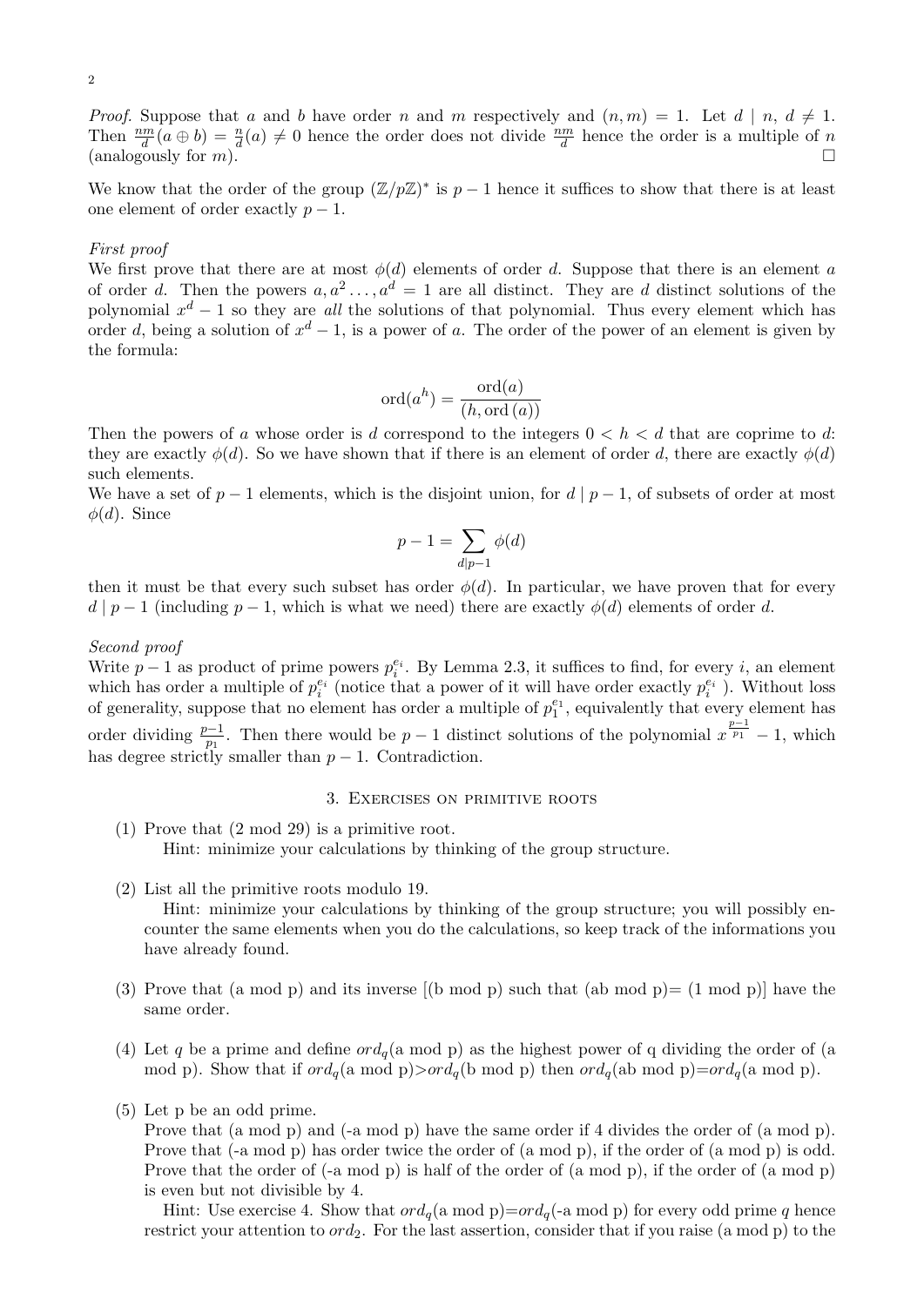*Proof.* Suppose that $a$ and $b$ have order $n$ and $m$ respectively and $(n, m) = 1$. Let $d \mid n$, $d \neq 1$. Then $\frac{nm}{d}(a \oplus b) = \frac{n}{d}(a) \neq 0$ hence the order does not divide $\frac{nm}{d}$ hence the order is a multiple of $n$ (analogously for $m$). $\square$

We know that the order of the group $(\mathbb{Z}/p\mathbb{Z})^*$ is $p - 1$ hence it suffices to show that there is at least one element of order exactly $p - 1$.

*First proof*
We first prove that there are at most $\phi(d)$ elements of order $d$. Suppose that there is an element $a$ of order $d$. Then the powers $a, a^2 \ldots, a^d = 1$ are all distinct. They are $d$ distinct solutions of the polynomial $x^d - 1$ so they are *all* the solutions of that polynomial. Thus every element which has order $d$, being a solution of $x^d - 1$, is a power of $a$. The order of the power of an element is given by the formula:

$$\operatorname{ord}(a^h) = \frac{\operatorname{ord}(a)}{(h, \operatorname{ord}(a))}$$

Then the powers of $a$ whose order is $d$ correspond to the integers $0 < h < d$ that are coprime to $d$: they are exactly $\phi(d)$. So we have shown that if there is an element of order $d$, there are exactly $\phi(d)$ such elements.
We have a set of $p - 1$ elements, which is the disjoint union, for $d \mid p - 1$, of subsets of order at most $\phi(d)$. Since

$$p - 1 = \sum_{d \mid p-1} \phi(d)$$

then it must be that every such subset has order $\phi(d)$. In particular, we have proven that for every $d \mid p - 1$ (including $p - 1$, which is what we need) there are exactly $\phi(d)$ elements of order $d$.

*Second proof*
Write $p - 1$ as product of prime powers $p_i^{e_i}$. By Lemma 2.3, it suffices to find, for every $i$, an element which has order a multiple of $p_i^{e_i}$ (notice that a power of it will have order exactly $p_i^{e_i}$ ). Without loss of generality, suppose that no element has order a multiple of $p_1^{e_1}$, equivalently that every element has order dividing $\frac{p-1}{p_1}$. Then there would be $p - 1$ distinct solutions of the polynomial $x^{\frac{p-1}{p_1}} - 1$, which has degree strictly smaller than $p - 1$. Contradiction.

## 3. Exercises on primitive roots

(1) Prove that (2 mod 29) is a primitive root.
Hint: minimize your calculations by thinking of the group structure.

(2) List all the primitive roots modulo 19.
Hint: minimize your calculations by thinking of the group structure; you will possibly encounter the same elements when you do the calculations, so keep track of the informations you have already found.

(3) Prove that (a mod p) and its inverse [(b mod p) such that (ab mod p)= (1 mod p)] have the same order.

(4) Let $q$ be a prime and define $ord_q$(a mod p) as the highest power of q dividing the order of (a mod p). Show that if $ord_q$(a mod p)>$ord_q$(b mod p) then $ord_q$(ab mod p)=$ord_q$(a mod p).

(5) Let p be an odd prime.
Prove that (a mod p) and (-a mod p) have the same order if 4 divides the order of (a mod p).
Prove that (-a mod p) has order twice the order of (a mod p), if the order of (a mod p) is odd.
Prove that the order of (-a mod p) is half of the order of (a mod p), if the order of (a mod p) is even but not divisible by 4.
Hint: Use exercise 4. Show that $ord_q$(a mod p)=$ord_q$(-a mod p) for every odd prime $q$ hence restrict your attention to $ord_2$. For the last assertion, consider that if you raise (a mod p) to the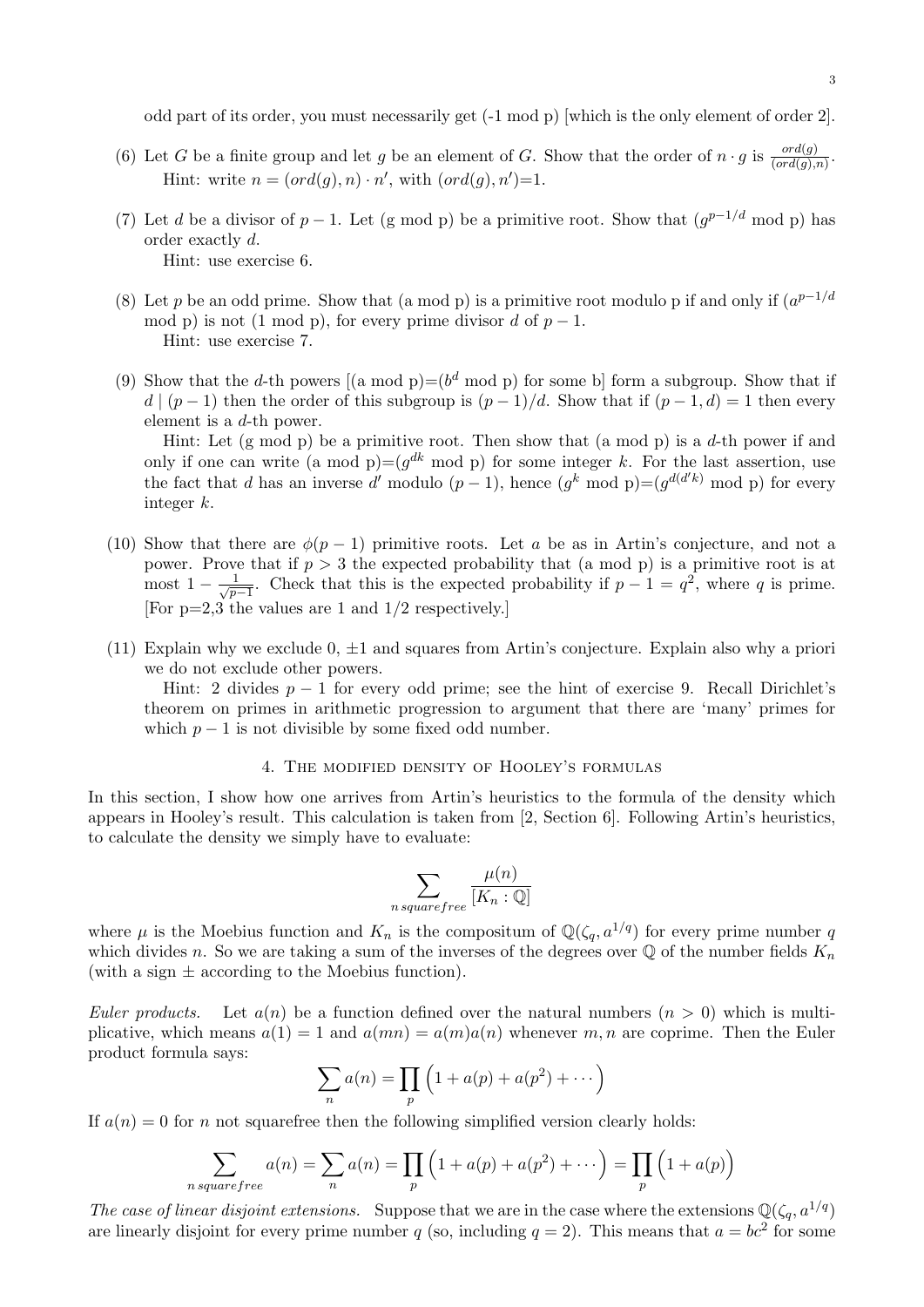odd part of its order, you must necessarily get (-1 mod p) [which is the only element of order 2].

(6) Let $G$ be a finite group and let $g$ be an element of $G$. Show that the order of $n \cdot g$ is $\frac{ord(g)}{(ord(g),n)}$.
Hint: write $n = (ord(g), n) \cdot n'$, with $(ord(g), n')$=1.

(7) Let $d$ be a divisor of $p-1$. Let (g mod p) be a primitive root. Show that ($g^{p-1/d}$ mod p) has order exactly $d$.
Hint: use exercise 6.

(8) Let $p$ be an odd prime. Show that (a mod p) is a primitive root modulo p if and only if ($a^{p-1/d}$ mod p) is not (1 mod p), for every prime divisor $d$ of $p-1$.
Hint: use exercise 7.

(9) Show that the $d$-th powers [(a mod p)=($b^d$ mod p) for some b] form a subgroup. Show that if $d \mid (p-1)$ then the order of this subgroup is $(p-1)/d$. Show that if $(p-1, d) = 1$ then every element is a $d$-th power.
Hint: Let (g mod p) be a primitive root. Then show that (a mod p) is a $d$-th power if and only if one can write (a mod p)=($g^{dk}$ mod p) for some integer $k$. For the last assertion, use the fact that $d$ has an inverse $d'$ modulo $(p-1)$, hence ($g^k$ mod p)=($g^{d(d'k)}$ mod p) for every integer $k$.

(10) Show that there are $\phi(p-1)$ primitive roots. Let $a$ be as in Artin's conjecture, and not a power. Prove that if $p > 3$ the expected probability that (a mod p) is a primitive root is at most $1 - \frac{1}{\sqrt{p-1}}$. Check that this is the expected probability if $p - 1 = q^2$, where $q$ is prime. [For p=2,3 the values are 1 and 1/2 respectively.]

(11) Explain why we exclude 0, $\pm 1$ and squares from Artin's conjecture. Explain also why a priori we do not exclude other powers.
Hint: 2 divides $p-1$ for every odd prime; see the hint of exercise 9. Recall Dirichlet's theorem on primes in arithmetic progression to argument that there are 'many' primes for which $p-1$ is not divisible by some fixed odd number.

## 4. The modified density of Hooley's formulas

In this section, I show how one arrives from Artin's heuristics to the formula of the density which appears in Hooley's result. This calculation is taken from [2, Section 6]. Following Artin's heuristics, to calculate the density we simply have to evaluate:

$$\sum_{n\, squarefree} \frac{\mu(n)}{[K_n : \mathbb{Q}]}$$

where $\mu$ is the Moebius function and $K_n$ is the compositum of $\mathbb{Q}(\zeta_q, a^{1/q})$ for every prime number $q$ which divides $n$. So we are taking a sum of the inverses of the degrees over $\mathbb{Q}$ of the number fields $K_n$ (with a sign $\pm$ according to the Moebius function).

*Euler products.* Let $a(n)$ be a function defined over the natural numbers ($n > 0$) which is multiplicative, which means $a(1) = 1$ and $a(mn) = a(m)a(n)$ whenever $m, n$ are coprime. Then the Euler product formula says:

$$\sum_n a(n) = \prod_p \Big(1 + a(p) + a(p^2) + \cdots\Big)$$

If $a(n) = 0$ for $n$ not squarefree then the following simplified version clearly holds:

$$\sum_{n\, squarefree} a(n) = \sum_n a(n) = \prod_p \Big(1 + a(p) + a(p^2) + \cdots\Big) = \prod_p \Big(1 + a(p)\Big)$$

*The case of linear disjoint extensions.* Suppose that we are in the case where the extensions $\mathbb{Q}(\zeta_q, a^{1/q})$ are linearly disjoint for every prime number $q$ (so, including $q = 2$). This means that $a = bc^2$ for some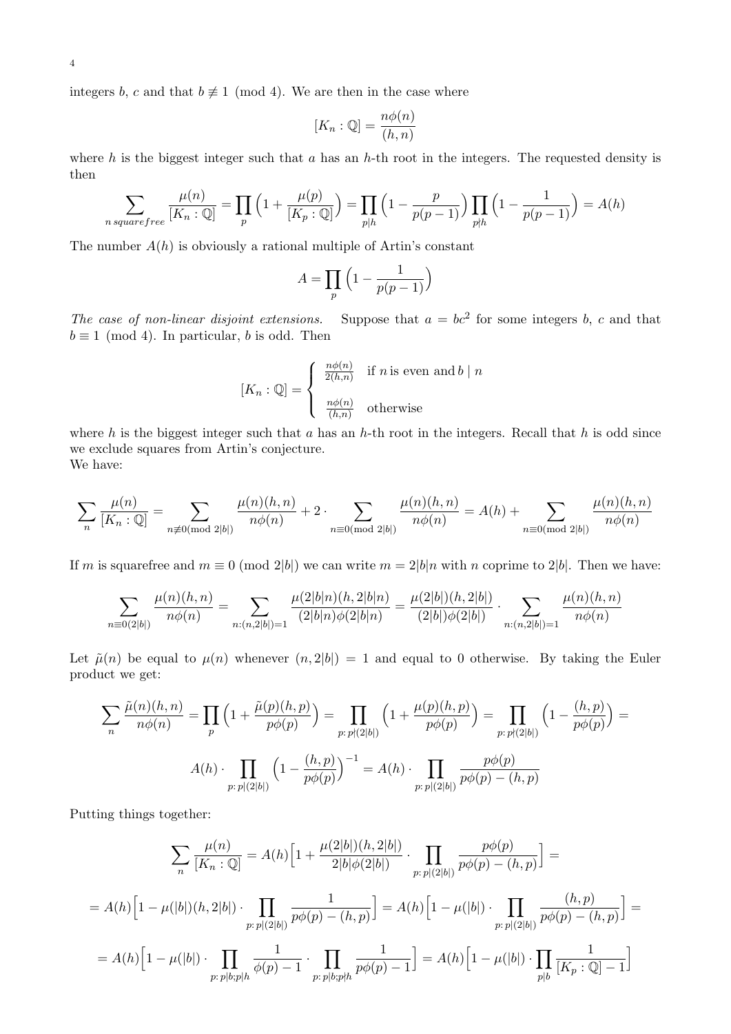integers $b$, $c$ and that $b \not\equiv 1 \pmod 4$. We are then in the case where

$$[K_n : \mathbb{Q}] = \frac{n\phi(n)}{(h,n)}$$

where $h$ is the biggest integer such that $a$ has an $h$-th root in the integers. The requested density is then

$$\sum_{n\, squarefree} \frac{\mu(n)}{[K_n : \mathbb{Q}]} = \prod_p \Big(1 + \frac{\mu(p)}{[K_p : \mathbb{Q}]}\Big) = \prod_{p \mid h} \Big(1 - \frac{p}{p(p-1)}\Big) \prod_{p \nmid h} \Big(1 - \frac{1}{p(p-1)}\Big) = A(h)$$

The number $A(h)$ is obviously a rational multiple of Artin's constant

$$A = \prod_p \Big(1 - \frac{1}{p(p-1)}\Big)$$

*The case of non-linear disjoint extensions.* Suppose that $a = bc^2$ for some integers $b$, $c$ and that $b \equiv 1 \pmod 4$. In particular, $b$ is odd. Then

$$[K_n : \mathbb{Q}] = \begin{cases} \frac{n\phi(n)}{2(h,n)} & \text{if}\, n\, \text{is even and}\, b \mid n \\ \\ \frac{n\phi(n)}{(h,n)} & \text{otherwise} \end{cases}$$

where $h$ is the biggest integer such that $a$ has an $h$-th root in the integers. Recall that $h$ is odd since we exclude squares from Artin's conjecture.
We have:

$$\sum_n \frac{\mu(n)}{[K_n : \mathbb{Q}]} = \sum_{n \not\equiv 0 (\text{mod}\ 2|b|)} \frac{\mu(n)(h,n)}{n\phi(n)} + 2 \cdot \sum_{n \equiv 0 (\text{mod}\ 2|b|)} \frac{\mu(n)(h,n)}{n\phi(n)} = A(h) + \sum_{n \equiv 0 (\text{mod}\ 2|b|)} \frac{\mu(n)(h,n)}{n\phi(n)}$$

If $m$ is squarefree and $m \equiv 0 \pmod{2|b|}$ we can write $m = 2|b|n$ with $n$ coprime to $2|b|$. Then we have:

$$\sum_{n \equiv 0 (2|b|)} \frac{\mu(n)(h,n)}{n\phi(n)} = \sum_{n : (n, 2|b|)=1} \frac{\mu(2|b|n)(h, 2|b|n)}{(2|b|n)\phi(2|b|n)} = \frac{\mu(2|b|)(h, 2|b|)}{(2|b|)\phi(2|b|)} \cdot \sum_{n : (n, 2|b|)=1} \frac{\mu(n)(h,n)}{n\phi(n)}$$

Let $\tilde{\mu}(n)$ be equal to $\mu(n)$ whenever $(n, 2|b|) = 1$ and equal to 0 otherwise. By taking the Euler product we get:

$$\sum_n \frac{\tilde{\mu}(n)(h,n)}{n\phi(n)} = \prod_p \Big(1 + \frac{\tilde{\mu}(p)(h,p)}{p\phi(p)}\Big) = \prod_{p :\, p \nmid (2|b|)} \Big(1 + \frac{\mu(p)(h,p)}{p\phi(p)}\Big) = \prod_{p :\, p \nmid (2|b|)} \Big(1 - \frac{(h,p)}{p\phi(p)}\Big) =$$

$$A(h) \cdot \prod_{p :\, p \mid (2|b|)} \Big(1 - \frac{(h,p)}{p\phi(p)}\Big)^{-1} = A(h) \cdot \prod_{p :\, p \mid (2|b|)} \frac{p\phi(p)}{p\phi(p) - (h,p)}$$

Putting things together:

$$\sum_n \frac{\mu(n)}{[K_n : \mathbb{Q}]} = A(h) \Big[1 + \frac{\mu(2|b|)(h, 2|b|)}{2|b|\phi(2|b|)} \cdot \prod_{p :\, p \mid (2|b|)} \frac{p\phi(p)}{p\phi(p) - (h,p)}\Big] =$$

$$= A(h) \Big[1 - \mu(|b|)(h, 2|b|) \cdot \prod_{p :\, p \mid (2|b|)} \frac{1}{p\phi(p) - (h,p)}\Big] = A(h) \Big[1 - \mu(|b|) \cdot \prod_{p :\, p \mid (2|b|)} \frac{(h,p)}{p\phi(p) - (h,p)}\Big] =$$

$$= A(h) \Big[1 - \mu(|b|) \cdot \prod_{p :\, p \mid b;\, p \mid h} \frac{1}{\phi(p) - 1} \cdot \prod_{p :\, p \mid b;\, p \nmid h} \frac{1}{p\phi(p) - 1}\Big] = A(h) \Big[1 - \mu(|b|) \cdot \prod_{p \mid b} \frac{1}{[K_p : \mathbb{Q}] - 1}\Big]$$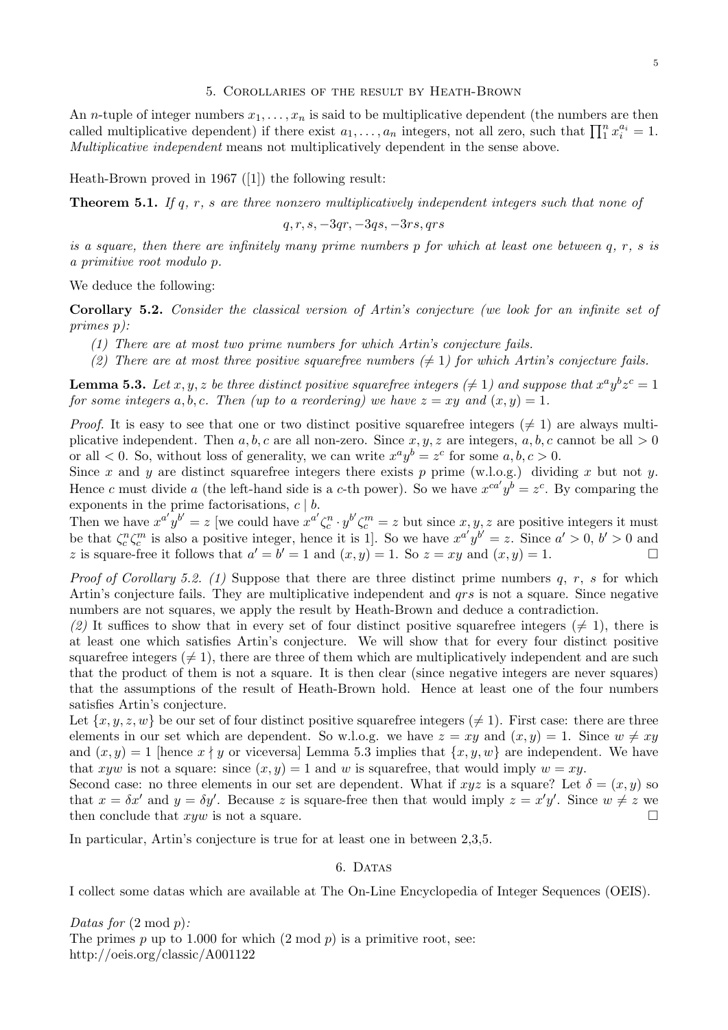## 5. Corollaries of the result by Heath-Brown

An $n$-tuple of integer numbers $x_1, \dots, x_n$ is said to be multiplicative dependent (the numbers are then called multiplicative dependent) if there exist $a_1, \dots, a_n$ integers, not all zero, such that $\prod_1^n x_i^{a_i} = 1$. *Multiplicative independent* means not multiplicatively dependent in the sense above.

Heath-Brown proved in 1967 ([1]) the following result:

**Theorem 5.1.** *If $q$, $r$, $s$ are three nonzero multiplicatively independent integers such that none of*

$$q, r, s, -3qr, -3qs, -3rs, qrs$$

*is a square, then there are infinitely many prime numbers $p$ for which at least one between $q$, $r$, $s$ is a primitive root modulo $p$.*

We deduce the following:

**Corollary 5.2.** *Consider the classical version of Artin's conjecture (we look for an infinite set of primes $p$):*

*(1) There are at most two prime numbers for which Artin's conjecture fails.*
*(2) There are at most three positive squarefree numbers ($\neq 1$) for which Artin's conjecture fails.*

**Lemma 5.3.** *Let $x, y, z$ be three distinct positive squarefree integers ($\neq 1$) and suppose that $x^a y^b z^c = 1$ for some integers $a, b, c$. Then (up to a reordering) we have $z = xy$ and $(x, y) = 1$.*

*Proof.* It is easy to see that one or two distinct positive squarefree integers ($\neq 1$) are always multiplicative independent. Then $a, b, c$ are all non-zero. Since $x, y, z$ are integers, $a, b, c$ cannot be all $> 0$ or all $< 0$. So, without loss of generality, we can write $x^a y^b = z^c$ for some $a, b, c > 0$.
Since $x$ and $y$ are distinct squarefree integers there exists $p$ prime (w.l.o.g.) dividing $x$ but not $y$. Hence $c$ must divide $a$ (the left-hand side is a $c$-th power). So we have $x^{ca'} y^b = z^c$. By comparing the exponents in the prime factorisations, $c \mid b$.
Then we have $x^{a'} y^{b'} = z$ [we could have $x^{a'} \zeta_c^n \cdot y^{b'} \zeta_c^m = z$ but since $x, y, z$ are positive integers it must be that $\zeta_c^n \zeta_c^m$ is also a positive integer, hence it is 1]. So we have $x^{a'} y^{b'} = z$. Since $a' > 0$, $b' > 0$ and $z$ is square-free it follows that $a' = b' = 1$ and $(x, y) = 1$. So $z = xy$ and $(x, y) = 1$. □

*Proof of Corollary 5.2. (1)* Suppose that there are three distinct prime numbers $q$, $r$, $s$ for which Artin's conjecture fails. They are multiplicative independent and $qrs$ is not a square. Since negative numbers are not squares, we apply the result by Heath-Brown and deduce a contradiction.
*(2)* It suffices to show that in every set of four distinct positive squarefree integers ($\neq 1$), there is at least one which satisfies Artin's conjecture. We will show that for every four distinct positive squarefree integers ($\neq 1$), there are three of them which are multiplicatively independent and are such that the product of them is not a square. It is then clear (since negative integers are never squares) that the assumptions of the result of Heath-Brown hold. Hence at least one of the four numbers satisfies Artin's conjecture.
Let $\{x, y, z, w\}$ be our set of four distinct positive squarefree integers ($\neq 1$). First case: there are three elements in our set which are dependent. So w.l.o.g. we have $z = xy$ and $(x, y) = 1$. Since $w \neq xy$ and $(x, y) = 1$ [hence $x \nmid y$ or viceversa] Lemma 5.3 implies that $\{x, y, w\}$ are independent. We have that $xyw$ is not a square: since $(x, y) = 1$ and $w$ is squarefree, that would imply $w = xy$.
Second case: no three elements in our set are dependent. What if $xyz$ is a square? Let $\delta = (x, y)$ so that $x = \delta x'$ and $y = \delta y'$. Because $z$ is square-free then that would imply $z = x'y'$. Since $w \neq z$ we then conclude that $xyw$ is not a square. □

In particular, Artin's conjecture is true for at least one in between 2,3,5.

## 6. Datas

I collect some datas which are available at The On-Line Encyclopedia of Integer Sequences (OEIS).

*Datas for* ($2 \bmod p$):
The primes $p$ up to 1.000 for which ($2 \bmod p$) is a primitive root, see:
http://oeis.org/classic/A001122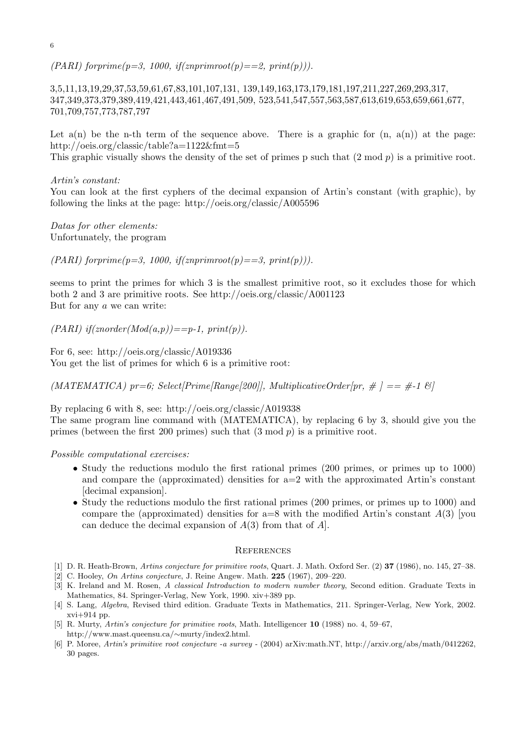*(PARI) forprime(p=3, 1000, if(znprimroot(p)==2, print(p))).*

3,5,11,13,19,29,37,53,59,61,67,83,101,107,131, 139,149,163,173,179,181,197,211,227,269,293,317, 347,349,373,379,389,419,421,443,461,467,491,509, 523,541,547,557,563,587,613,619,653,659,661,677, 701,709,757,773,787,797

Let a(n) be the n-th term of the sequence above. There is a graphic for (n, a(n)) at the page: http://oeis.org/classic/table?a=1122&fmt=5
This graphic visually shows the density of the set of primes p such that (2 mod $p$) is a primitive root.

*Artin's constant:*
You can look at the first cyphers of the decimal expansion of Artin's constant (with graphic), by following the links at the page: http://oeis.org/classic/A005596

*Datas for other elements:*
Unfortunately, the program

*(PARI) forprime(p=3, 1000, if(znprimroot(p)==3, print(p))).*

seems to print the primes for which 3 is the smallest primitive root, so it excludes those for which both 2 and 3 are primitive roots. See http://oeis.org/classic/A001123
But for any $a$ we can write:

*(PARI) if(znorder(Mod(a,p))==p-1, print(p)).*

For 6, see: http://oeis.org/classic/A019336
You get the list of primes for which 6 is a primitive root:

*(MATEMATICA) pr=6; Select[Prime[Range[200]], MultiplicativeOrder[pr, # ] == #-1 &]*

By replacing 6 with 8, see: http://oeis.org/classic/A019338
The same program line command with (MATEMATICA), by replacing 6 by 3, should give you the primes (between the first 200 primes) such that (3 mod $p$) is a primitive root.

*Possible computational exercises:*

- Study the reductions modulo the first rational primes (200 primes, or primes up to 1000) and compare the (approximated) densities for a=2 with the approximated Artin's constant [decimal expansion].
- Study the reductions modulo the first rational primes (200 primes, or primes up to 1000) and compare the (approximated) densities for a=8 with the modified Artin's constant $A(3)$ [you can deduce the decimal expansion of $A(3)$ from that of $A$].

## References

[1] D. R. Heath-Brown, *Artins conjecture for primitive roots*, Quart. J. Math. Oxford Ser. (2) **37** (1986), no. 145, 27–38.

[2] C. Hooley, *On Artins conjecture*, J. Reine Angew. Math. **225** (1967), 209–220.

[3] K. Ireland and M. Rosen, *A classical Introduction to modern number theory*, Second edition. Graduate Texts in Mathematics, 84. Springer-Verlag, New York, 1990. xiv+389 pp.

[4] S. Lang, *Algebra*, Revised third edition. Graduate Texts in Mathematics, 211. Springer-Verlag, New York, 2002. xvi+914 pp.

[5] R. Murty, *Artin's conjecture for primitive roots*, Math. Intelligencer **10** (1988) no. 4, 59–67, http://www.mast.queensu.ca/∼murty/index2.html.

[6] P. Moree, *Artin's primitive root conjecture -a survey* - (2004) arXiv:math.NT, http://arxiv.org/abs/math/0412262, 30 pages.